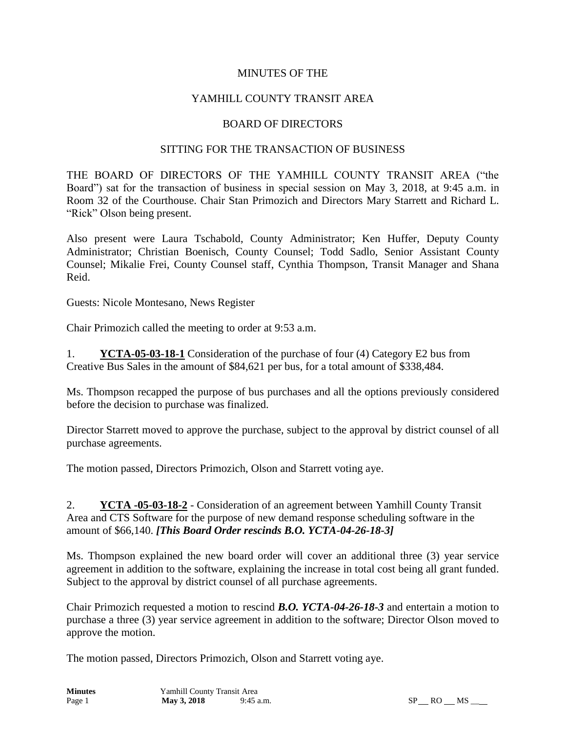MINUTES OF THE

YAMHILL COUNTY TRANSIT AREA

BOARD OF DIRECTORS

SITTING FOR THE TRANSACTION OF BUSINESS

THE BOARD OF DIRECTORS OF THE YAMHILL COUNTY TRANSIT AREA ("the Board") sat for the transaction of business in special session on May 3, 2018, at 9:45 a.m. in Room 32 of the Courthouse. Chair Stan Primozich and Directors Mary Starrett and Richard L. "Rick" Olson being present.

Also present were Laura Tschabold, County Administrator; Ken Huffer, Deputy County Administrator; Christian Boenisch, County Counsel; Todd Sadlo, Senior Assistant County Counsel; Mikalie Frei, County Counsel staff, Cynthia Thompson, Transit Manager and Shana Reid.

Guests: Nicole Montesano, News Register

Chair Primozich called the meeting to order at 9:53 a.m.

1. **YCTA-05-03-18-1** Consideration of the purchase of four (4) Category E2 bus from Creative Bus Sales in the amount of $84,621 per bus, for a total amount of $338,484.

Ms. Thompson recapped the purpose of bus purchases and all the options previously considered before the decision to purchase was finalized.

Director Starrett moved to approve the purchase, subject to the approval by district counsel of all purchase agreements.

The motion passed, Directors Primozich, Olson and Starrett voting aye.

2. **YCTA -05-03-18-2** - Consideration of an agreement between Yamhill County Transit Area and CTS Software for the purpose of new demand response scheduling software in the amount of $66,140. ***[This Board Order rescinds B.O. YCTA-04-26-18-3]***

Ms. Thompson explained the new board order will cover an additional three (3) year service agreement in addition to the software, explaining the increase in total cost being all grant funded. Subject to the approval by district counsel of all purchase agreements.

Chair Primozich requested a motion to rescind ***B.O. YCTA-04-26-18-3*** and entertain a motion to purchase a three (3) year service agreement in addition to the software; Director Olson moved to approve the motion.

The motion passed, Directors Primozich, Olson and Starrett voting aye.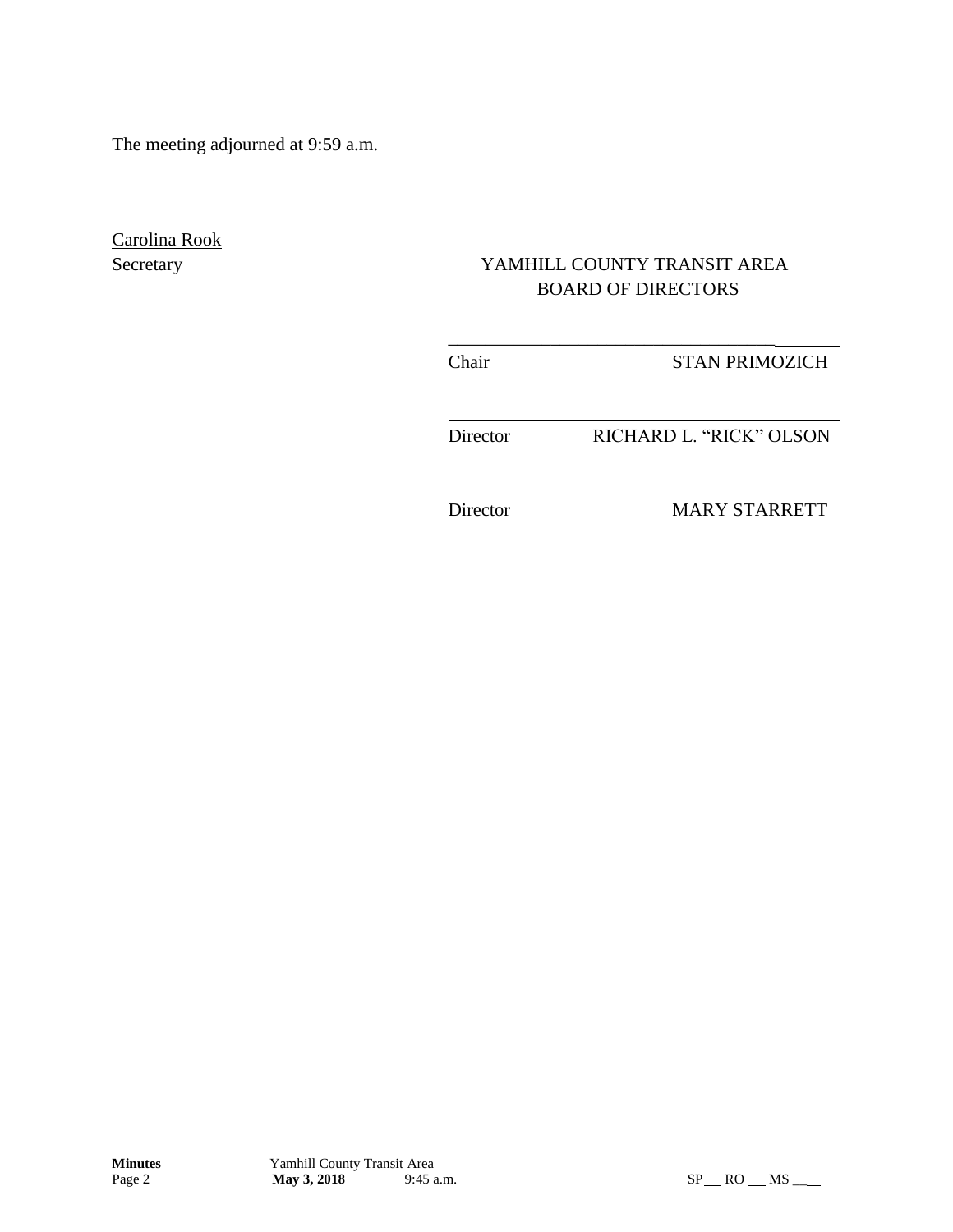The meeting adjourned at 9:59 a.m.

Carolina Rook
Secretary

YAMHILL COUNTY TRANSIT AREA
BOARD OF DIRECTORS

\_\_\_\_\_\_\_\_\_\_\_\_\_\_\_\_\_\_\_\_\_\_\_\_\_\_\_\_\_\_\_\_\_\_\_\_
Chair STAN PRIMOZICH

\_\_\_\_\_\_\_\_\_\_\_\_\_\_\_\_\_\_\_\_\_\_\_\_\_\_\_\_\_\_\_\_\_\_\_\_
Director RICHARD L. "RICK" OLSON

\_\_\_\_\_\_\_\_\_\_\_\_\_\_\_\_\_\_\_\_\_\_\_\_\_\_\_\_\_\_\_\_\_\_\_\_
Director MARY STARRETT